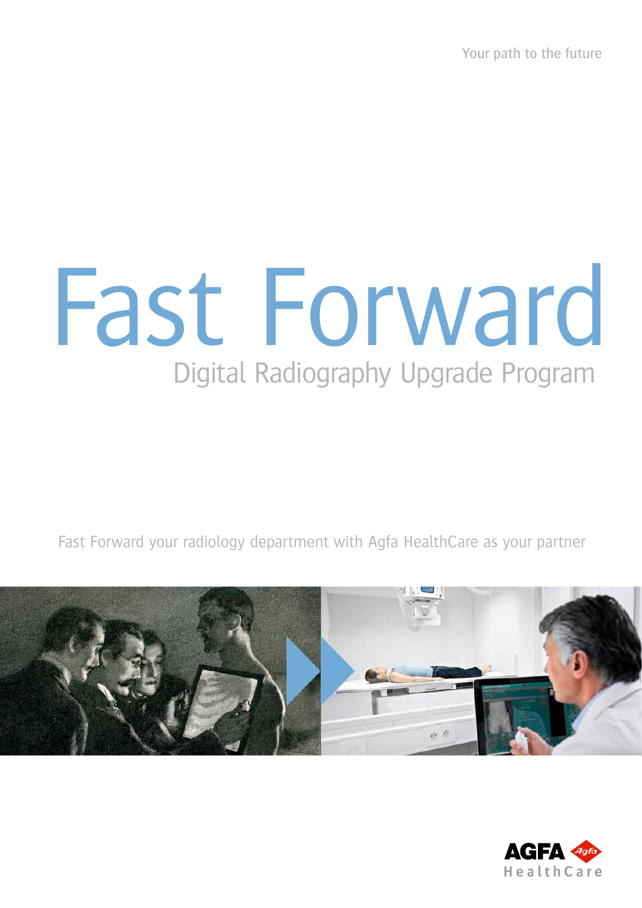Your path to the future

# Fast Forward

## Digital Radiography Upgrade Program

Fast Forward your radiology department with Agfa HealthCare as your partner

AGFA HealthCare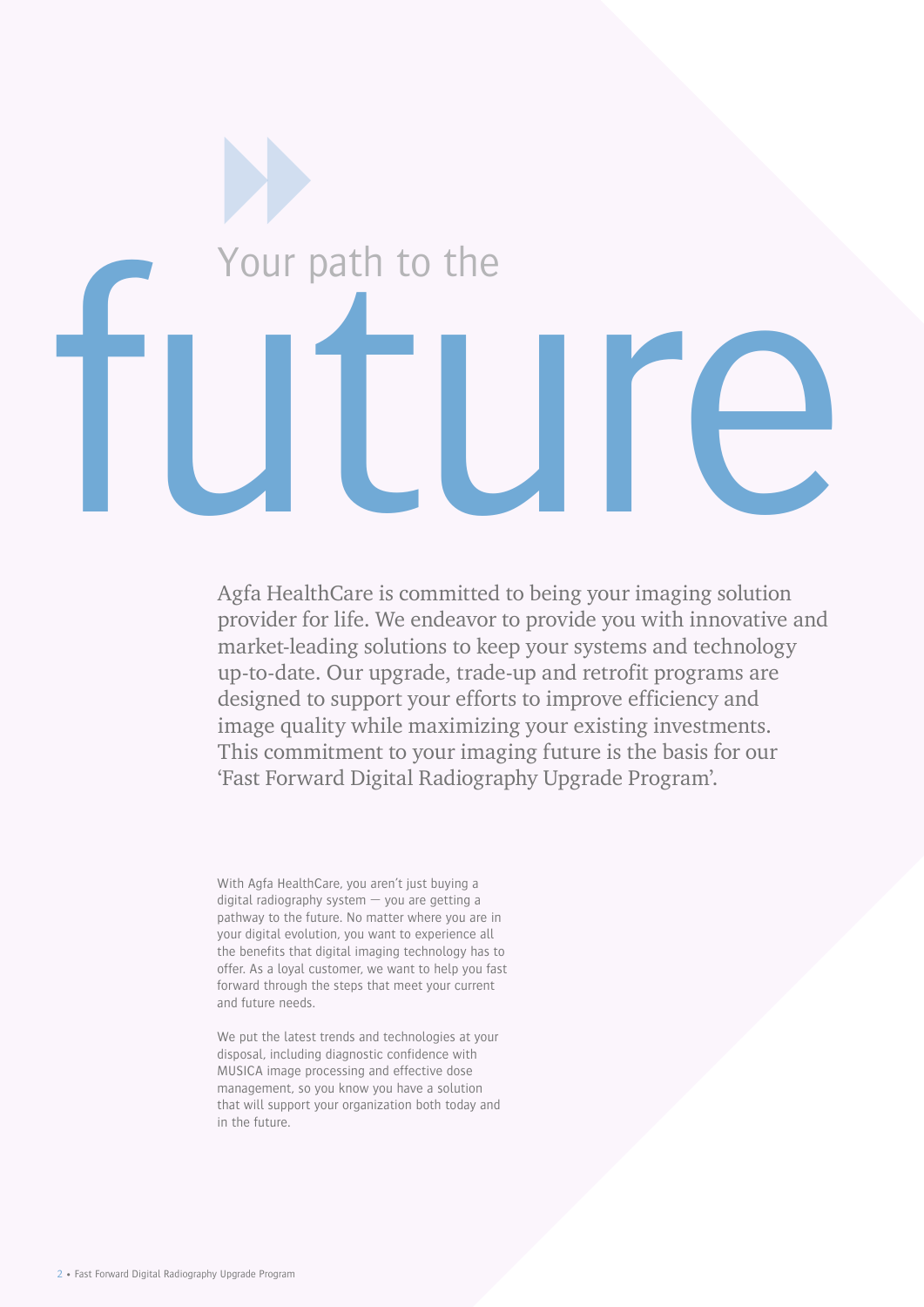# Your path to the future

Agfa HealthCare is committed to being your imaging solution provider for life. We endeavor to provide you with innovative and market-leading solutions to keep your systems and technology up-to-date. Our upgrade, trade-up and retrofit programs are designed to support your efforts to improve efficiency and image quality while maximizing your existing investments. This commitment to your imaging future is the basis for our 'Fast Forward Digital Radiography Upgrade Program'.

With Agfa HealthCare, you aren't just buying a digital radiography system — you are getting a pathway to the future. No matter where you are in your digital evolution, you want to experience all the benefits that digital imaging technology has to offer. As a loyal customer, we want to help you fast forward through the steps that meet your current and future needs.

We put the latest trends and technologies at your disposal, including diagnostic confidence with MUSICA image processing and effective dose management, so you know you have a solution that will support your organization both today and in the future.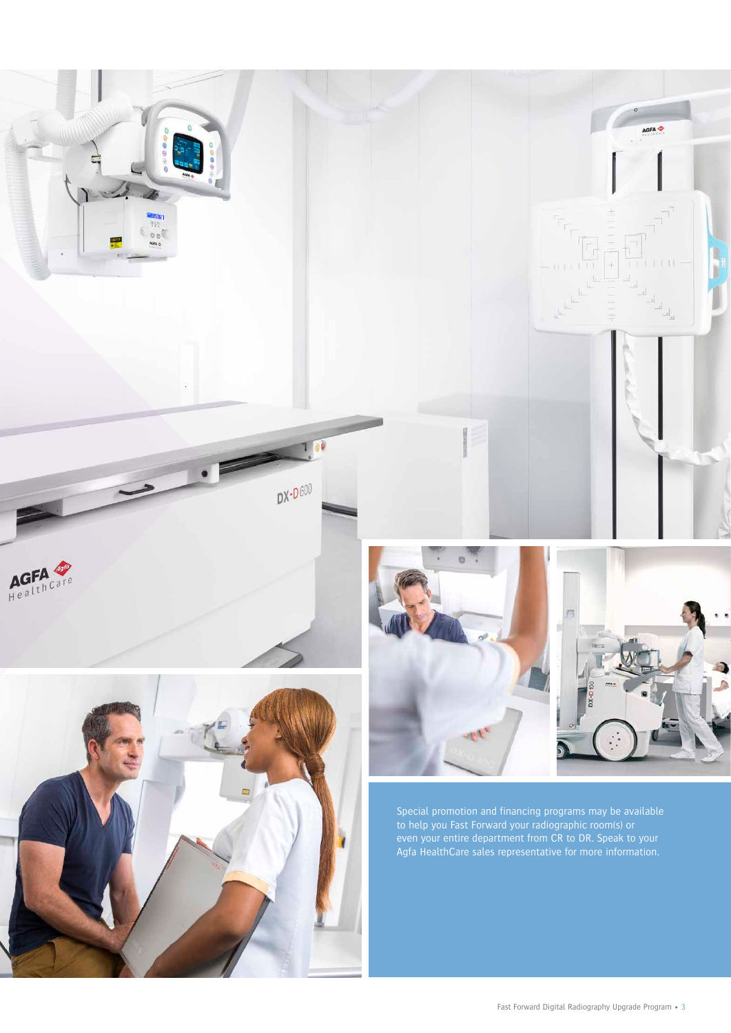Special promotion and financing programs may be available to help you Fast Forward your radiographic room(s) or even your entire department from CR to DR. Speak to your Agfa HealthCare sales representative for more information.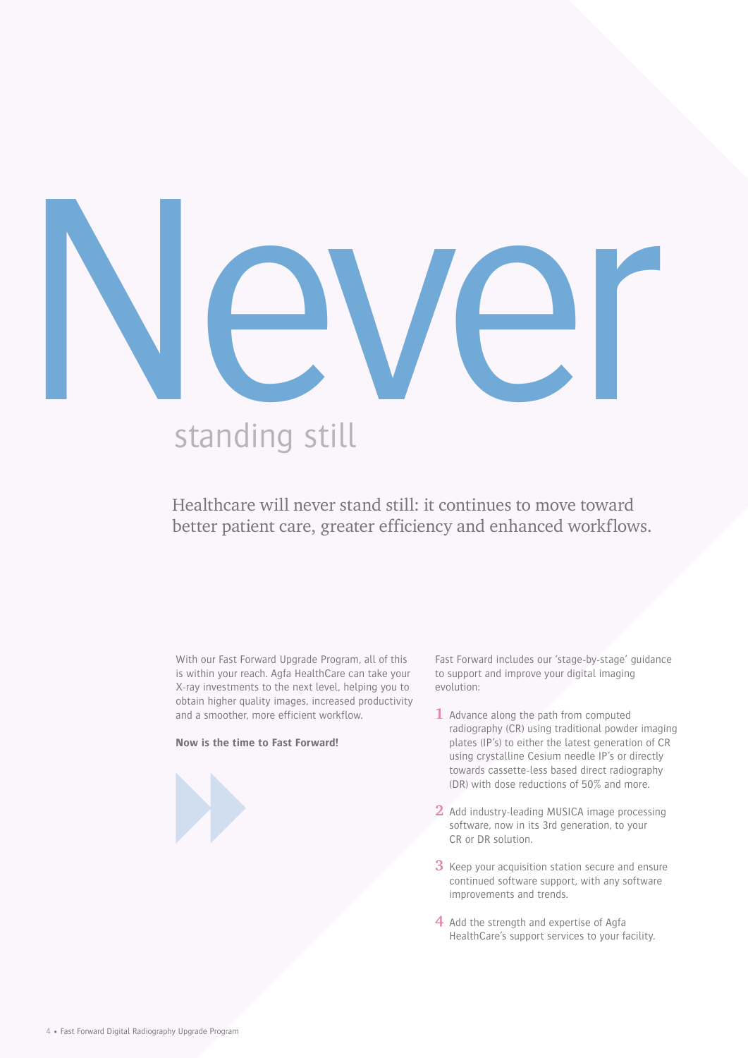# Never

## standing still

Healthcare will never stand still: it continues to move toward better patient care, greater efficiency and enhanced workflows.

With our Fast Forward Upgrade Program, all of this is within your reach. Agfa HealthCare can take your X-ray investments to the next level, helping you to obtain higher quality images, increased productivity and a smoother, more efficient workflow.

**Now is the time to Fast Forward!**

Fast Forward includes our 'stage-by-stage' guidance to support and improve your digital imaging evolution:

1. Advance along the path from computed radiography (CR) using traditional powder imaging plates (IP's) to either the latest generation of CR using crystalline Cesium needle IP's or directly towards cassette-less based direct radiography (DR) with dose reductions of 50% and more.
2. Add industry-leading MUSICA image processing software, now in its 3rd generation, to your CR or DR solution.
3. Keep your acquisition station secure and ensure continued software support, with any software improvements and trends.
4. Add the strength and expertise of Agfa HealthCare's support services to your facility.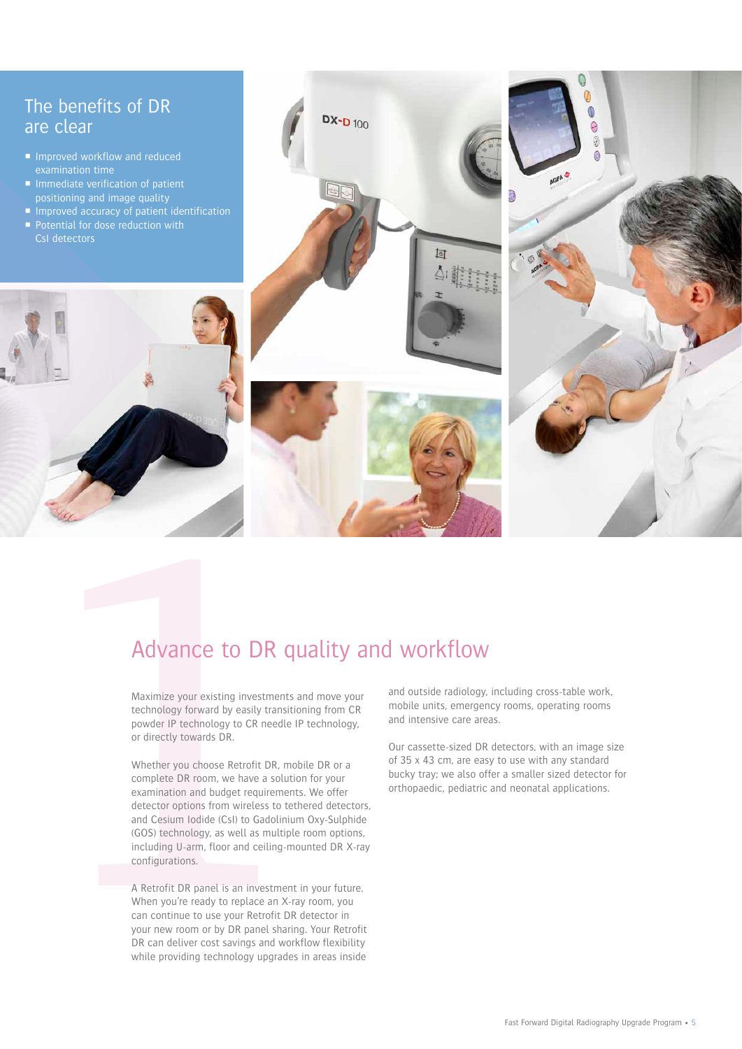## The benefits of DR are clear

- Improved workflow and reduced examination time
- Immediate verification of patient positioning and image quality
- Improved accuracy of patient identification
- Potential for dose reduction with CsI detectors

# 1 Advance to DR quality and workflow

Maximize your existing investments and move your technology forward by easily transitioning from CR powder IP technology to CR needle IP technology, or directly towards DR.

Whether you choose Retrofit DR, mobile DR or a complete DR room, we have a solution for your examination and budget requirements. We offer detector options from wireless to tethered detectors, and Cesium Iodide (CsI) to Gadolinium Oxy-Sulphide (GOS) technology, as well as multiple room options, including U-arm, floor and ceiling-mounted DR X-ray configurations.

A Retrofit DR panel is an investment in your future. When you're ready to replace an X-ray room, you can continue to use your Retrofit DR detector in your new room or by DR panel sharing. Your Retrofit DR can deliver cost savings and workflow flexibility while providing technology upgrades in areas inside and outside radiology, including cross-table work, mobile units, emergency rooms, operating rooms and intensive care areas.

Our cassette-sized DR detectors, with an image size of 35 x 43 cm, are easy to use with any standard bucky tray; we also offer a smaller sized detector for orthopaedic, pediatric and neonatal applications.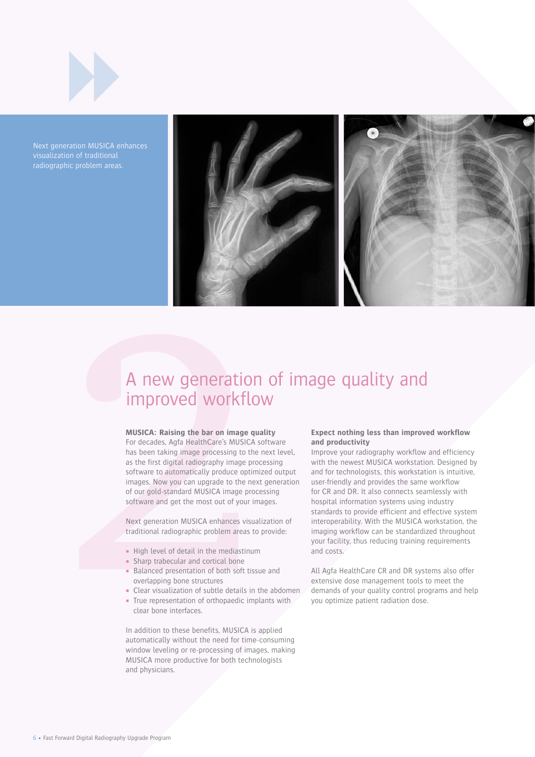Next generation MUSICA enhances visualization of traditional radiographic problem areas.

# A new generation of image quality and improved workflow

**MUSICA: Raising the bar on image quality**

For decades, Agfa HealthCare's MUSICA software has been taking image processing to the next level, as the first digital radiography image processing software to automatically produce optimized output images. Now you can upgrade to the next generation of our gold-standard MUSICA image processing software and get the most out of your images.

Next generation MUSICA enhances visualization of traditional radiographic problem areas to provide:

- High level of detail in the mediastinum
- Sharp trabecular and cortical bone
- Balanced presentation of both soft tissue and overlapping bone structures
- Clear visualization of subtle details in the abdomen
- True representation of orthopaedic implants with clear bone interfaces.

In addition to these benefits, MUSICA is applied automatically without the need for time-consuming window leveling or re-processing of images, making MUSICA more productive for both technologists and physicians.

**Expect nothing less than improved workflow and productivity**

Improve your radiography workflow and efficiency with the newest MUSICA workstation. Designed by and for technologists, this workstation is intuitive, user-friendly and provides the same workflow for CR and DR. It also connects seamlessly with hospital information systems using industry standards to provide efficient and effective system interoperability. With the MUSICA workstation, the imaging workflow can be standardized throughout your facility, thus reducing training requirements and costs.

All Agfa HealthCare CR and DR systems also offer extensive dose management tools to meet the demands of your quality control programs and help you optimize patient radiation dose.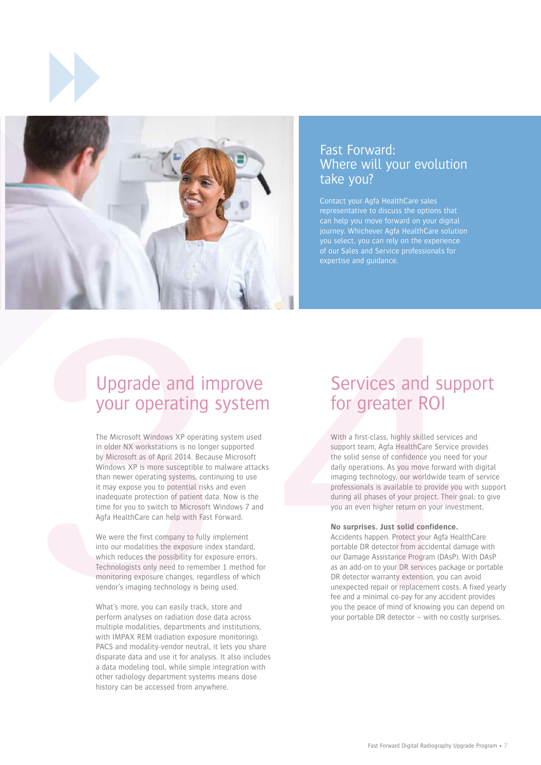## Fast Forward: Where will your evolution take you?

Contact your Agfa HealthCare sales representative to discuss the options that can help you move forward on your digital journey. Whichever Agfa HealthCare solution you select, you can rely on the experience of our Sales and Service professionals for expertise and guidance.

## Upgrade and improve your operating system

The Microsoft Windows XP operating system used in older NX workstations is no longer supported by Microsoft as of April 2014. Because Microsoft Windows XP is more susceptible to malware attacks than newer operating systems, continuing to use it may expose you to potential risks and even inadequate protection of patient data. Now is the time for you to switch to Microsoft Windows 7 and Agfa HealthCare can help with Fast Forward.

We were the first company to fully implement into our modalities the exposure index standard, which reduces the possibility for exposure errors. Technologists only need to remember 1 method for monitoring exposure changes, regardless of which vendor's imaging technology is being used.

What's more, you can easily track, store and perform analyses on radiation dose data across multiple modalities, departments and institutions, with IMPAX REM (radiation exposure monitoring). PACS and modality-vendor neutral, it lets you share disparate data and use it for analysis. It also includes a data modeling tool, while simple integration with other radiology department systems means dose history can be accessed from anywhere.

## Services and support for greater ROI

With a first-class, highly skilled services and support team, Agfa HealthCare Service provides the solid sense of confidence you need for your daily operations. As you move forward with digital imaging technology, our worldwide team of service professionals is available to provide you with support during all phases of your project. Their goal: to give you an even higher return on your investment.

**No surprises. Just solid confidence.**

Accidents happen. Protect your Agfa HealthCare portable DR detector from accidental damage with our Damage Assistance Program (DAsP). With DAsP as an add-on to your DR services package or portable DR detector warranty extension, you can avoid unexpected repair or replacement costs. A fixed yearly fee and a minimal co-pay for any accident provides you the peace of mind of knowing you can depend on your portable DR detector – with no costly surprises.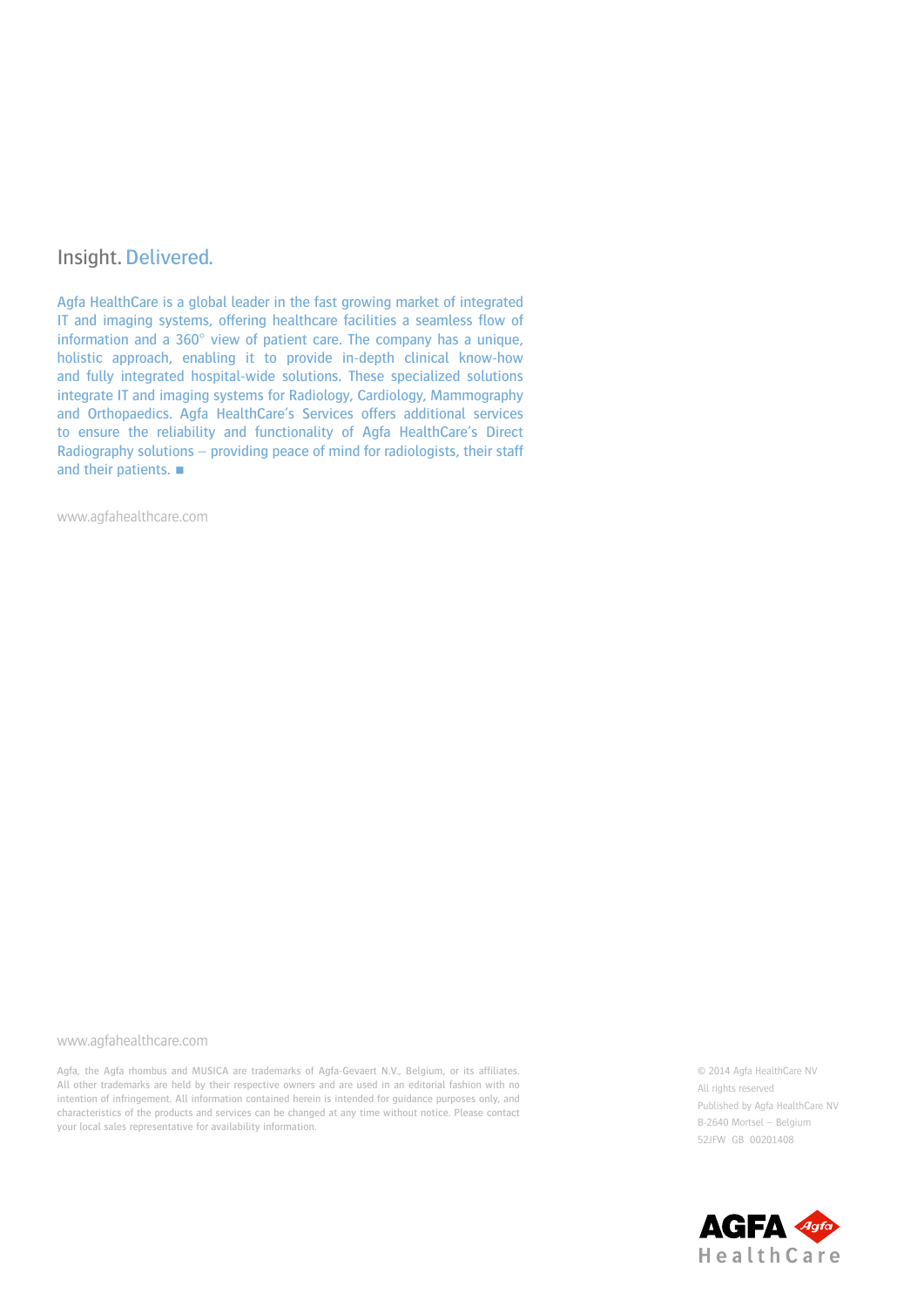## Insight. Delivered.

Agfa HealthCare is a global leader in the fast growing market of integrated IT and imaging systems, offering healthcare facilities a seamless flow of information and a 360° view of patient care. The company has a unique, holistic approach, enabling it to provide in-depth clinical know-how and fully integrated hospital-wide solutions. These specialized solutions integrate IT and imaging systems for Radiology, Cardiology, Mammography and Orthopaedics. Agfa HealthCare's Services offers additional services to ensure the reliability and functionality of Agfa HealthCare's Direct Radiography solutions – providing peace of mind for radiologists, their staff and their patients. ■

www.agfahealthcare.com

www.agfahealthcare.com

Agfa, the Agfa rhombus and MUSICA are trademarks of Agfa-Gevaert N.V., Belgium, or its affiliates. All other trademarks are held by their respective owners and are used in an editorial fashion with no intention of infringement. All information contained herein is intended for guidance purposes only, and characteristics of the products and services can be changed at any time without notice. Please contact your local sales representative for availability information.

© 2014 Agfa HealthCare NV
All rights reserved
Published by Agfa HealthCare NV
B-2640 Mortsel – Belgium
52JFW GB 00201408

AGFA HealthCare